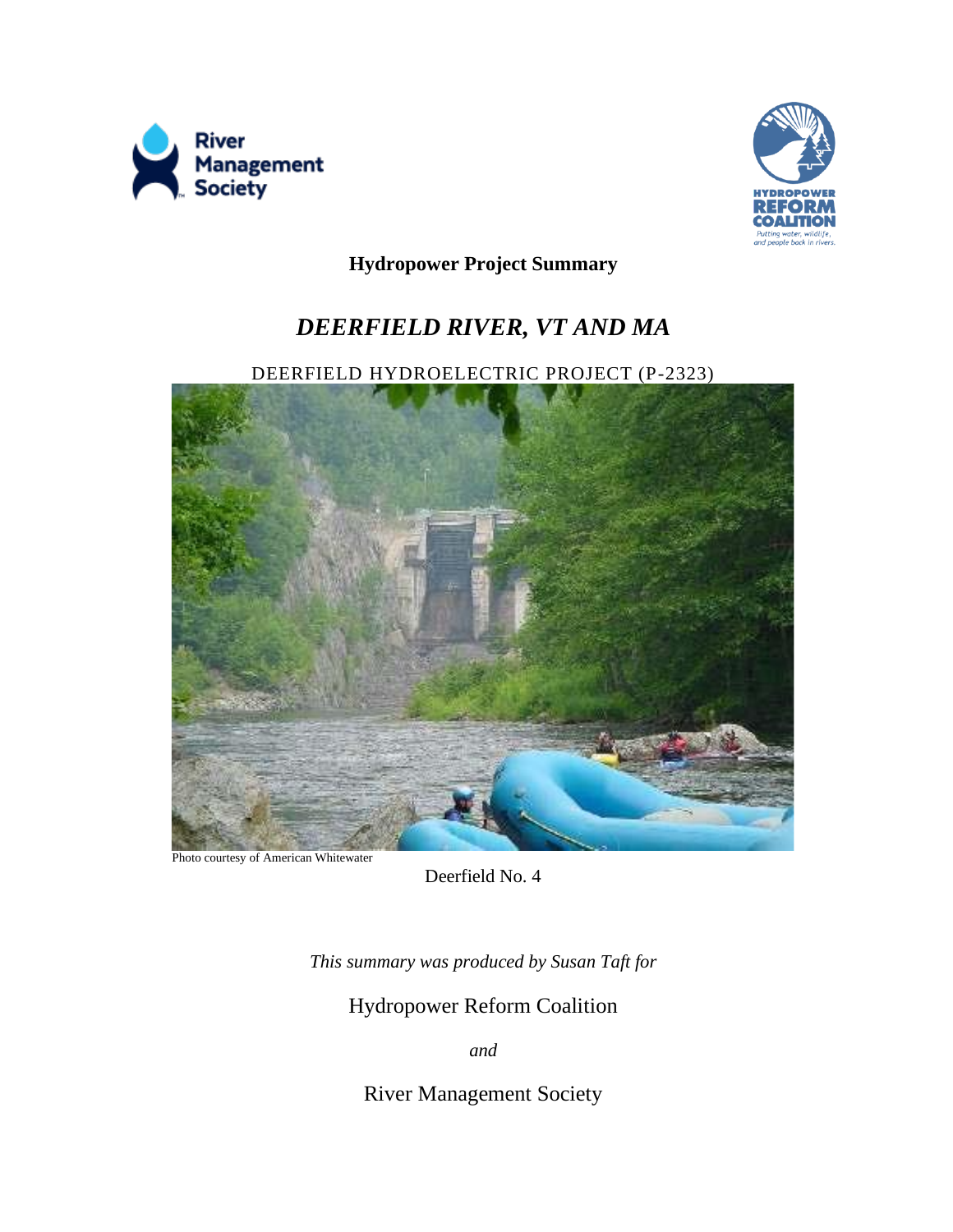**Hydropower Project Summary**

# *DEERFIELD RIVER, VT AND MA*

DEERFIELD HYDROELECTRIC PROJECT (P-2323)

Photo courtesy of American Whitewater

Deerfield No. 4

*This summary was produced by Susan Taft for*

Hydropower Reform Coalition

*and*

River Management Society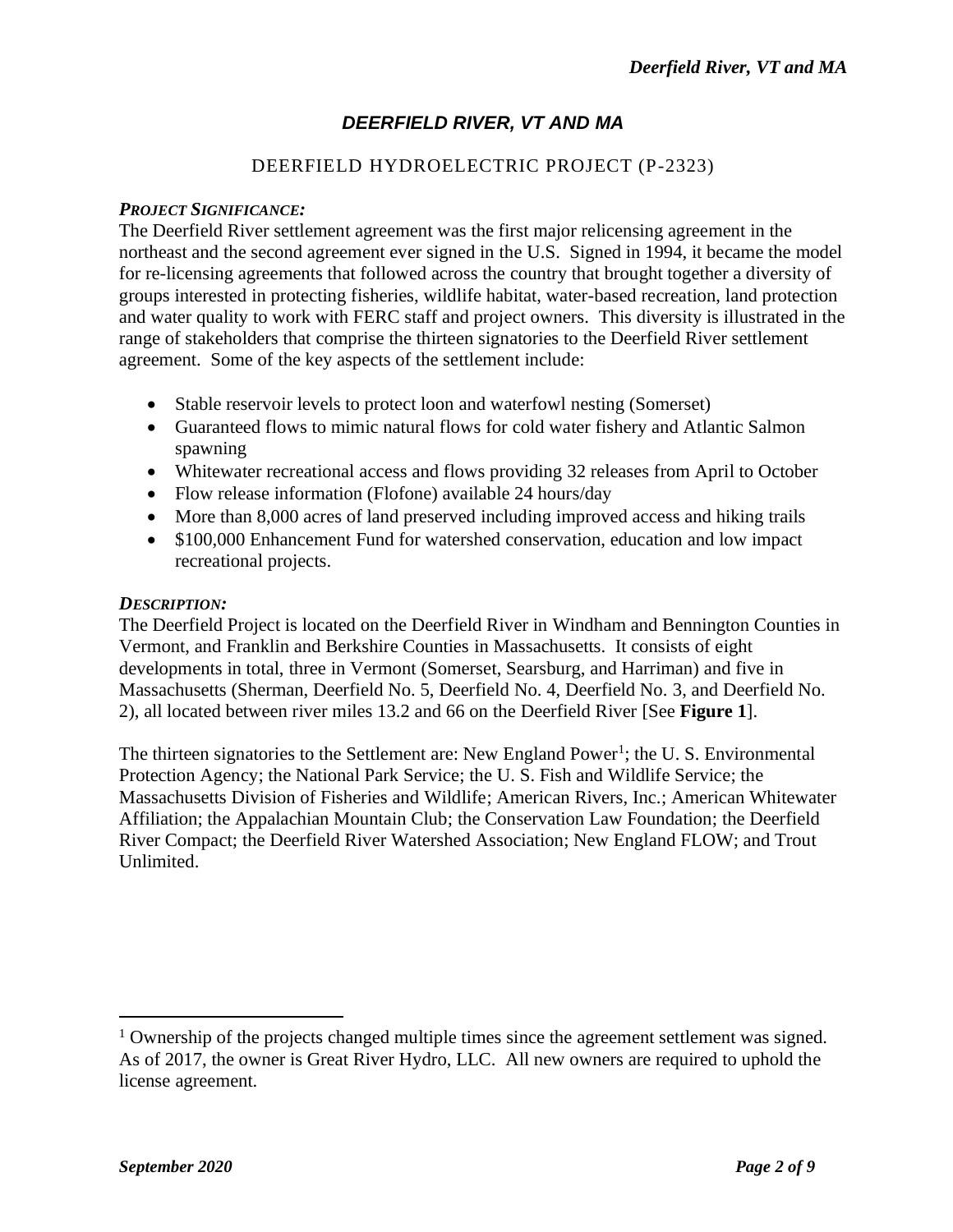# *DEERFIELD RIVER, VT AND MA*

DEERFIELD HYDROELECTRIC PROJECT (P-2323)

***PROJECT SIGNIFICANCE:***

The Deerfield River settlement agreement was the first major relicensing agreement in the northeast and the second agreement ever signed in the U.S. Signed in 1994, it became the model for re-licensing agreements that followed across the country that brought together a diversity of groups interested in protecting fisheries, wildlife habitat, water-based recreation, land protection and water quality to work with FERC staff and project owners. This diversity is illustrated in the range of stakeholders that comprise the thirteen signatories to the Deerfield River settlement agreement. Some of the key aspects of the settlement include:

- Stable reservoir levels to protect loon and waterfowl nesting (Somerset)
- Guaranteed flows to mimic natural flows for cold water fishery and Atlantic Salmon spawning
- Whitewater recreational access and flows providing 32 releases from April to October
- Flow release information (Flofone) available 24 hours/day
- More than 8,000 acres of land preserved including improved access and hiking trails
- $100,000 Enhancement Fund for watershed conservation, education and low impact recreational projects.

***DESCRIPTION:***

The Deerfield Project is located on the Deerfield River in Windham and Bennington Counties in Vermont, and Franklin and Berkshire Counties in Massachusetts. It consists of eight developments in total, three in Vermont (Somerset, Searsburg, and Harriman) and five in Massachusetts (Sherman, Deerfield No. 5, Deerfield No. 4, Deerfield No. 3, and Deerfield No. 2), all located between river miles 13.2 and 66 on the Deerfield River [See **Figure 1**].

The thirteen signatories to the Settlement are: New England Power[1]; the U. S. Environmental Protection Agency; the National Park Service; the U. S. Fish and Wildlife Service; the Massachusetts Division of Fisheries and Wildlife; American Rivers, Inc.; American Whitewater Affiliation; the Appalachian Mountain Club; the Conservation Law Foundation; the Deerfield River Compact; the Deerfield River Watershed Association; New England FLOW; and Trout Unlimited.

[1] Ownership of the projects changed multiple times since the agreement settlement was signed. As of 2017, the owner is Great River Hydro, LLC. All new owners are required to uphold the license agreement.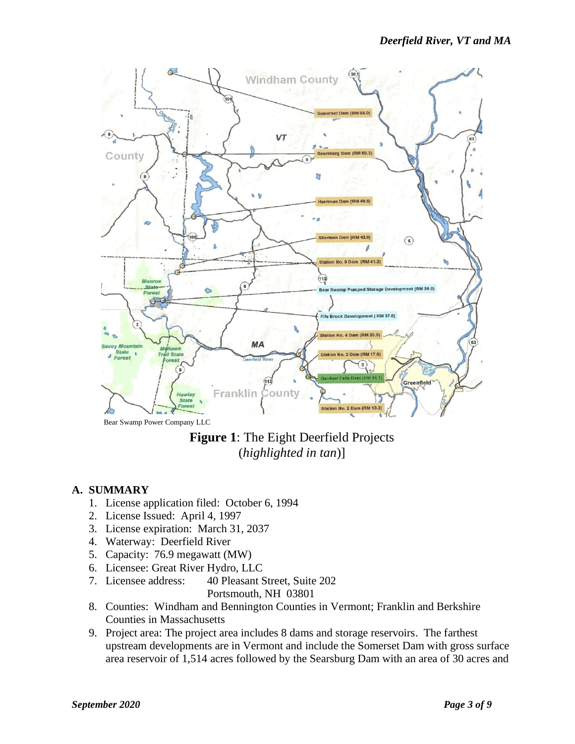Bear Swamp Power Company LLC

**Figure 1**: The Eight Deerfield Projects
(*highlighted in tan*)]

## A. SUMMARY

1. License application filed: October 6, 1994
2. License Issued: April 4, 1997
3. License expiration: March 31, 2037
4. Waterway: Deerfield River
5. Capacity: 76.9 megawatt (MW)
6. Licensee: Great River Hydro, LLC
7. Licensee address: 40 Pleasant Street, Suite 202
   Portsmouth, NH 03801
8. Counties: Windham and Bennington Counties in Vermont; Franklin and Berkshire Counties in Massachusetts
9. Project area: The project area includes 8 dams and storage reservoirs. The farthest upstream developments are in Vermont and include the Somerset Dam with gross surface area reservoir of 1,514 acres followed by the Searsburg Dam with an area of 30 acres and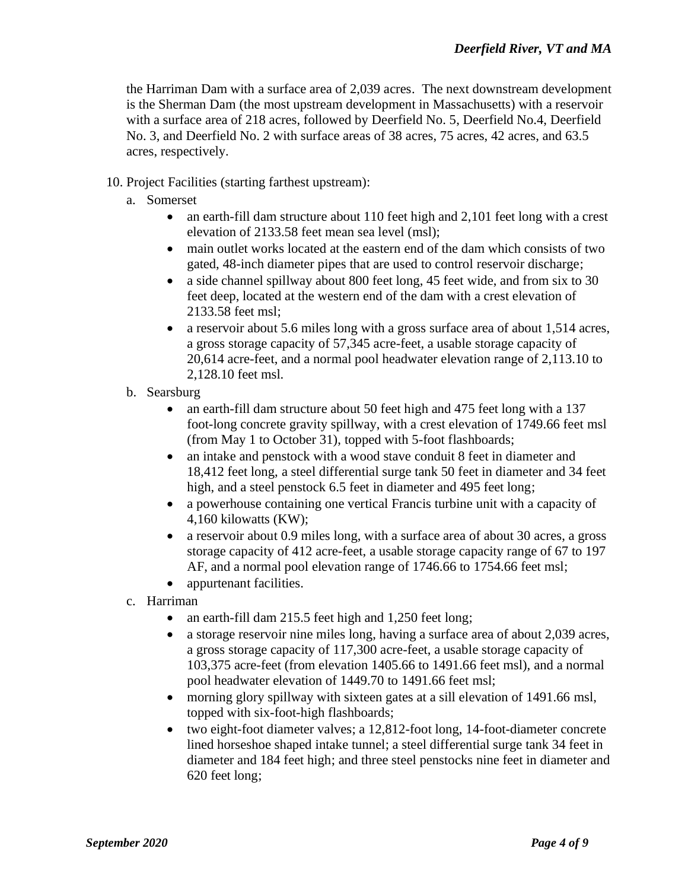the Harriman Dam with a surface area of 2,039 acres. The next downstream development is the Sherman Dam (the most upstream development in Massachusetts) with a reservoir with a surface area of 218 acres, followed by Deerfield No. 5, Deerfield No.4, Deerfield No. 3, and Deerfield No. 2 with surface areas of 38 acres, 75 acres, 42 acres, and 63.5 acres, respectively.

10. Project Facilities (starting farthest upstream):
    a. Somerset
        - an earth-fill dam structure about 110 feet high and 2,101 feet long with a crest elevation of 2133.58 feet mean sea level (msl);
        - main outlet works located at the eastern end of the dam which consists of two gated, 48-inch diameter pipes that are used to control reservoir discharge;
        - a side channel spillway about 800 feet long, 45 feet wide, and from six to 30 feet deep, located at the western end of the dam with a crest elevation of 2133.58 feet msl;
        - a reservoir about 5.6 miles long with a gross surface area of about 1,514 acres, a gross storage capacity of 57,345 acre-feet, a usable storage capacity of 20,614 acre-feet, and a normal pool headwater elevation range of 2,113.10 to 2,128.10 feet msl.

    b. Searsburg
        - an earth-fill dam structure about 50 feet high and 475 feet long with a 137 foot-long concrete gravity spillway, with a crest elevation of 1749.66 feet msl (from May 1 to October 31), topped with 5-foot flashboards;
        - an intake and penstock with a wood stave conduit 8 feet in diameter and 18,412 feet long, a steel differential surge tank 50 feet in diameter and 34 feet high, and a steel penstock 6.5 feet in diameter and 495 feet long;
        - a powerhouse containing one vertical Francis turbine unit with a capacity of 4,160 kilowatts (KW);
        - a reservoir about 0.9 miles long, with a surface area of about 30 acres, a gross storage capacity of 412 acre-feet, a usable storage capacity range of 67 to 197 AF, and a normal pool elevation range of 1746.66 to 1754.66 feet msl;
        - appurtenant facilities.

    c. Harriman
        - an earth-fill dam 215.5 feet high and 1,250 feet long;
        - a storage reservoir nine miles long, having a surface area of about 2,039 acres, a gross storage capacity of 117,300 acre-feet, a usable storage capacity of 103,375 acre-feet (from elevation 1405.66 to 1491.66 feet msl), and a normal pool headwater elevation of 1449.70 to 1491.66 feet msl;
        - morning glory spillway with sixteen gates at a sill elevation of 1491.66 msl, topped with six-foot-high flashboards;
        - two eight-foot diameter valves; a 12,812-foot long, 14-foot-diameter concrete lined horseshoe shaped intake tunnel; a steel differential surge tank 34 feet in diameter and 184 feet high; and three steel penstocks nine feet in diameter and 620 feet long;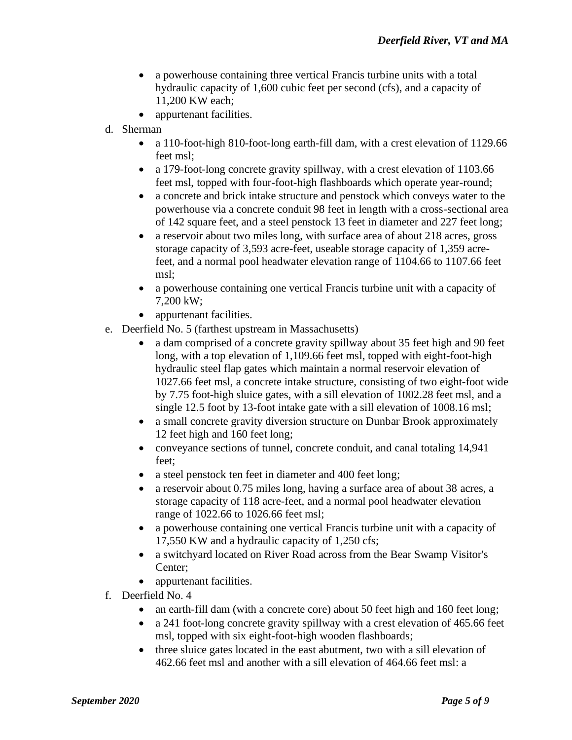- a powerhouse containing three vertical Francis turbine units with a total hydraulic capacity of 1,600 cubic feet per second (cfs), and a capacity of 11,200 KW each;
- appurtenant facilities.

d. Sherman
- a 110-foot-high 810-foot-long earth-fill dam, with a crest elevation of 1129.66 feet msl;
- a 179-foot-long concrete gravity spillway, with a crest elevation of 1103.66 feet msl, topped with four-foot-high flashboards which operate year-round;
- a concrete and brick intake structure and penstock which conveys water to the powerhouse via a concrete conduit 98 feet in length with a cross-sectional area of 142 square feet, and a steel penstock 13 feet in diameter and 227 feet long;
- a reservoir about two miles long, with surface area of about 218 acres, gross storage capacity of 3,593 acre-feet, useable storage capacity of 1,359 acre-feet, and a normal pool headwater elevation range of 1104.66 to 1107.66 feet msl;
- a powerhouse containing one vertical Francis turbine unit with a capacity of 7,200 kW;
- appurtenant facilities.

e. Deerfield No. 5 (farthest upstream in Massachusetts)
- a dam comprised of a concrete gravity spillway about 35 feet high and 90 feet long, with a top elevation of 1,109.66 feet msl, topped with eight-foot-high hydraulic steel flap gates which maintain a normal reservoir elevation of 1027.66 feet msl, a concrete intake structure, consisting of two eight-foot wide by 7.75 foot-high sluice gates, with a sill elevation of 1002.28 feet msl, and a single 12.5 foot by 13-foot intake gate with a sill elevation of 1008.16 msl;
- a small concrete gravity diversion structure on Dunbar Brook approximately 12 feet high and 160 feet long;
- conveyance sections of tunnel, concrete conduit, and canal totaling 14,941 feet;
- a steel penstock ten feet in diameter and 400 feet long;
- a reservoir about 0.75 miles long, having a surface area of about 38 acres, a storage capacity of 118 acre-feet, and a normal pool headwater elevation range of 1022.66 to 1026.66 feet msl;
- a powerhouse containing one vertical Francis turbine unit with a capacity of 17,550 KW and a hydraulic capacity of 1,250 cfs;
- a switchyard located on River Road across from the Bear Swamp Visitor's Center;
- appurtenant facilities.

f. Deerfield No. 4
- an earth-fill dam (with a concrete core) about 50 feet high and 160 feet long;
- a 241 foot-long concrete gravity spillway with a crest elevation of 465.66 feet msl, topped with six eight-foot-high wooden flashboards;
- three sluice gates located in the east abutment, two with a sill elevation of 462.66 feet msl and another with a sill elevation of 464.66 feet msl: a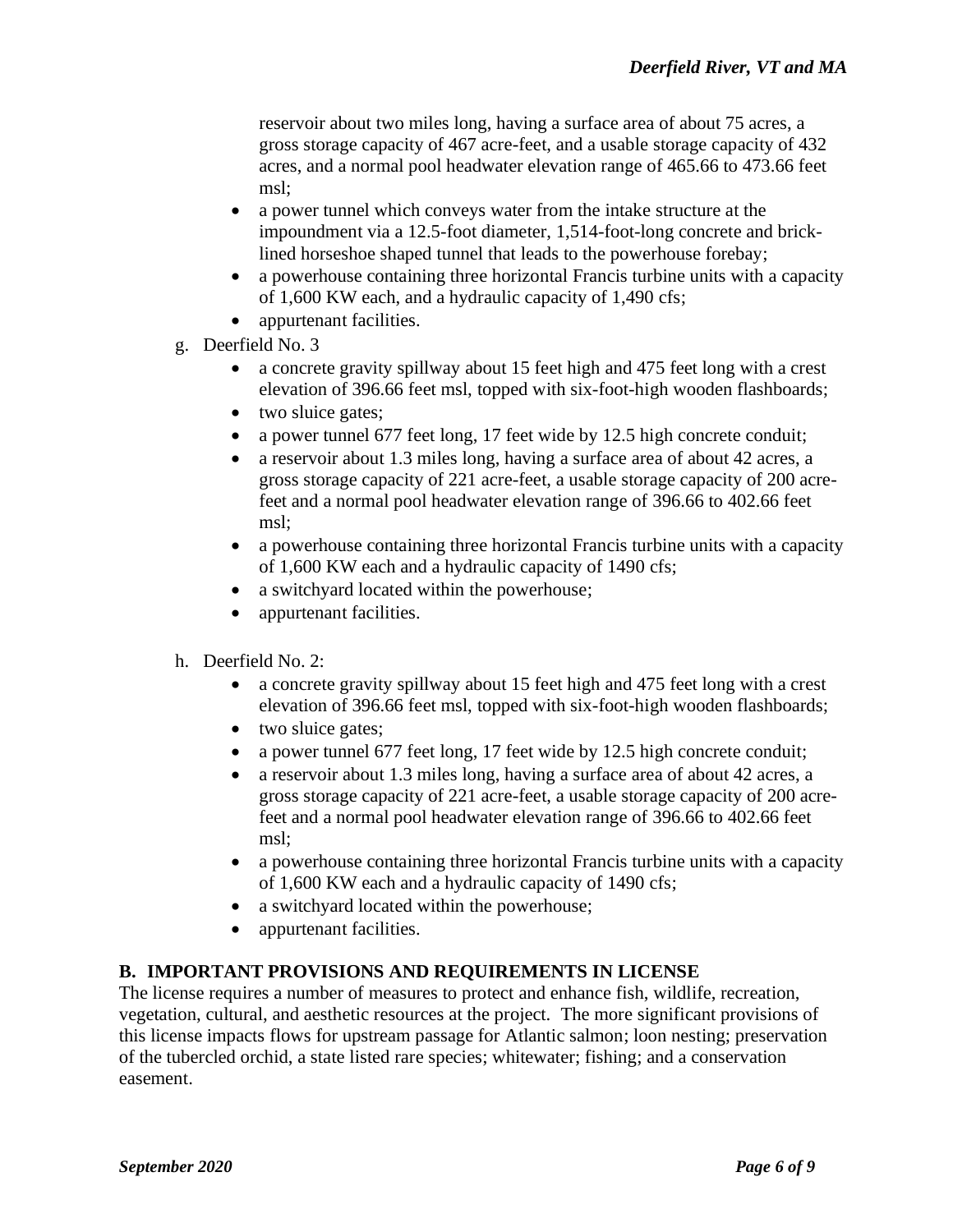reservoir about two miles long, having a surface area of about 75 acres, a gross storage capacity of 467 acre-feet, and a usable storage capacity of 432 acres, and a normal pool headwater elevation range of 465.66 to 473.66 feet msl;

- a power tunnel which conveys water from the intake structure at the impoundment via a 12.5-foot diameter, 1,514-foot-long concrete and brick-lined horseshoe shaped tunnel that leads to the powerhouse forebay;
- a powerhouse containing three horizontal Francis turbine units with a capacity of 1,600 KW each, and a hydraulic capacity of 1,490 cfs;
- appurtenant facilities.

g. Deerfield No. 3
   - a concrete gravity spillway about 15 feet high and 475 feet long with a crest elevation of 396.66 feet msl, topped with six-foot-high wooden flashboards;
   - two sluice gates;
   - a power tunnel 677 feet long, 17 feet wide by 12.5 high concrete conduit;
   - a reservoir about 1.3 miles long, having a surface area of about 42 acres, a gross storage capacity of 221 acre-feet, a usable storage capacity of 200 acre-feet and a normal pool headwater elevation range of 396.66 to 402.66 feet msl;
   - a powerhouse containing three horizontal Francis turbine units with a capacity of 1,600 KW each and a hydraulic capacity of 1490 cfs;
   - a switchyard located within the powerhouse;
   - appurtenant facilities.

h. Deerfield No. 2:
   - a concrete gravity spillway about 15 feet high and 475 feet long with a crest elevation of 396.66 feet msl, topped with six-foot-high wooden flashboards;
   - two sluice gates;
   - a power tunnel 677 feet long, 17 feet wide by 12.5 high concrete conduit;
   - a reservoir about 1.3 miles long, having a surface area of about 42 acres, a gross storage capacity of 221 acre-feet, a usable storage capacity of 200 acre-feet and a normal pool headwater elevation range of 396.66 to 402.66 feet msl;
   - a powerhouse containing three horizontal Francis turbine units with a capacity of 1,600 KW each and a hydraulic capacity of 1490 cfs;
   - a switchyard located within the powerhouse;
   - appurtenant facilities.

## B. IMPORTANT PROVISIONS AND REQUIREMENTS IN LICENSE

The license requires a number of measures to protect and enhance fish, wildlife, recreation, vegetation, cultural, and aesthetic resources at the project. The more significant provisions of this license impacts flows for upstream passage for Atlantic salmon; loon nesting; preservation of the tubercled orchid, a state listed rare species; whitewater; fishing; and a conservation easement.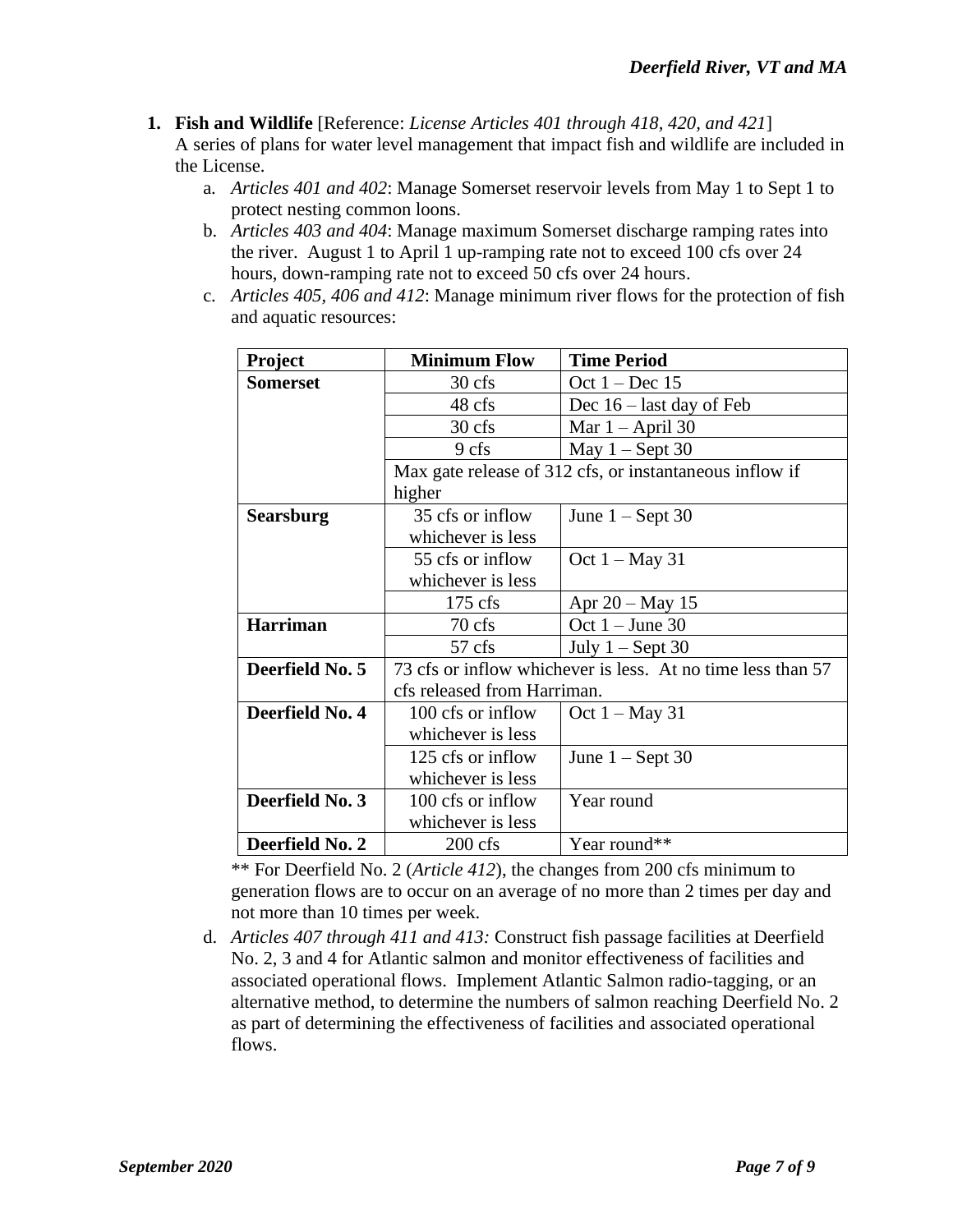1. **Fish and Wildlife** [Reference: *License Articles 401 through 418, 420, and 421*]
   A series of plans for water level management that impact fish and wildlife are included in the License.
   a. *Articles 401 and 402*: Manage Somerset reservoir levels from May 1 to Sept 1 to protect nesting common loons.
   b. *Articles 403 and 404*: Manage maximum Somerset discharge ramping rates into the river. August 1 to April 1 up-ramping rate not to exceed 100 cfs over 24 hours, down-ramping rate not to exceed 50 cfs over 24 hours.
   c. *Articles 405, 406 and 412*: Manage minimum river flows for the protection of fish and aquatic resources:

| Project | Minimum Flow | Time Period |
|---|---|---|
| **Somerset** | 30 cfs | Oct 1 – Dec 15 |
| | 48 cfs | Dec 16 – last day of Feb |
| | 30 cfs | Mar 1 – April 30 |
| | 9 cfs | May 1 – Sept 30 |
| | Max gate release of 312 cfs, or instantaneous inflow if higher | |
| **Searsburg** | 35 cfs or inflow whichever is less | June 1 – Sept 30 |
| | 55 cfs or inflow whichever is less | Oct 1 – May 31 |
| | 175 cfs | Apr 20 – May 15 |
| **Harriman** | 70 cfs | Oct 1 – June 30 |
| | 57 cfs | July 1 – Sept 30 |
| **Deerfield No. 5** | 73 cfs or inflow whichever is less. At no time less than 57 cfs released from Harriman. | |
| **Deerfield No. 4** | 100 cfs or inflow whichever is less | Oct 1 – May 31 |
| | 125 cfs or inflow whichever is less | June 1 – Sept 30 |
| **Deerfield No. 3** | 100 cfs or inflow whichever is less | Year round |
| **Deerfield No. 2** | 200 cfs | Year round** |

   ** For Deerfield No. 2 (*Article 412*), the changes from 200 cfs minimum to generation flows are to occur on an average of no more than 2 times per day and not more than 10 times per week.

   d. *Articles 407 through 411 and 413:* Construct fish passage facilities at Deerfield No. 2, 3 and 4 for Atlantic salmon and monitor effectiveness of facilities and associated operational flows. Implement Atlantic Salmon radio-tagging, or an alternative method, to determine the numbers of salmon reaching Deerfield No. 2 as part of determining the effectiveness of facilities and associated operational flows.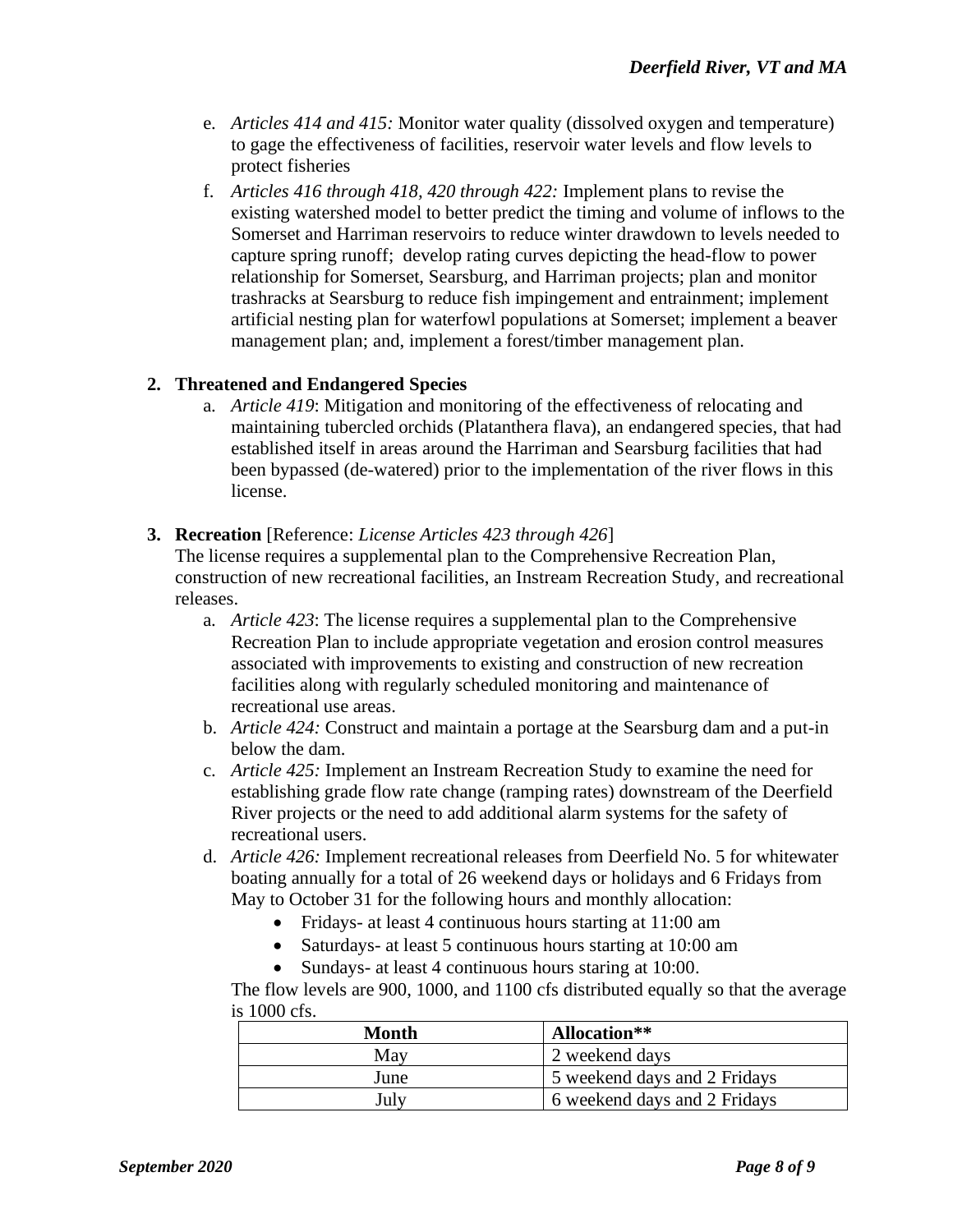e. *Articles 414 and 415:* Monitor water quality (dissolved oxygen and temperature) to gage the effectiveness of facilities, reservoir water levels and flow levels to protect fisheries

f. *Articles 416 through 418, 420 through 422:* Implement plans to revise the existing watershed model to better predict the timing and volume of inflows to the Somerset and Harriman reservoirs to reduce winter drawdown to levels needed to capture spring runoff; develop rating curves depicting the head-flow to power relationship for Somerset, Searsburg, and Harriman projects; plan and monitor trashracks at Searsburg to reduce fish impingement and entrainment; implement artificial nesting plan for waterfowl populations at Somerset; implement a beaver management plan; and, implement a forest/timber management plan.

**2. Threatened and Endangered Species**

a. *Article 419*: Mitigation and monitoring of the effectiveness of relocating and maintaining tubercled orchids (Platanthera flava), an endangered species, that had established itself in areas around the Harriman and Searsburg facilities that had been bypassed (de-watered) prior to the implementation of the river flows in this license.

**3. Recreation** [Reference: *License Articles 423 through 426*]

The license requires a supplemental plan to the Comprehensive Recreation Plan, construction of new recreational facilities, an Instream Recreation Study, and recreational releases.

a. *Article 423*: The license requires a supplemental plan to the Comprehensive Recreation Plan to include appropriate vegetation and erosion control measures associated with improvements to existing and construction of new recreation facilities along with regularly scheduled monitoring and maintenance of recreational use areas.

b. *Article 424:* Construct and maintain a portage at the Searsburg dam and a put-in below the dam.

c. *Article 425:* Implement an Instream Recreation Study to examine the need for establishing grade flow rate change (ramping rates) downstream of the Deerfield River projects or the need to add additional alarm systems for the safety of recreational users.

d. *Article 426:* Implement recreational releases from Deerfield No. 5 for whitewater boating annually for a total of 26 weekend days or holidays and 6 Fridays from May to October 31 for the following hours and monthly allocation:

- Fridays- at least 4 continuous hours starting at 11:00 am
- Saturdays- at least 5 continuous hours starting at 10:00 am
- Sundays- at least 4 continuous hours staring at 10:00.

The flow levels are 900, 1000, and 1100 cfs distributed equally so that the average is 1000 cfs.

| Month | Allocation** |
|---|---|
| May | 2 weekend days |
| June | 5 weekend days and 2 Fridays |
| July | 6 weekend days and 2 Fridays |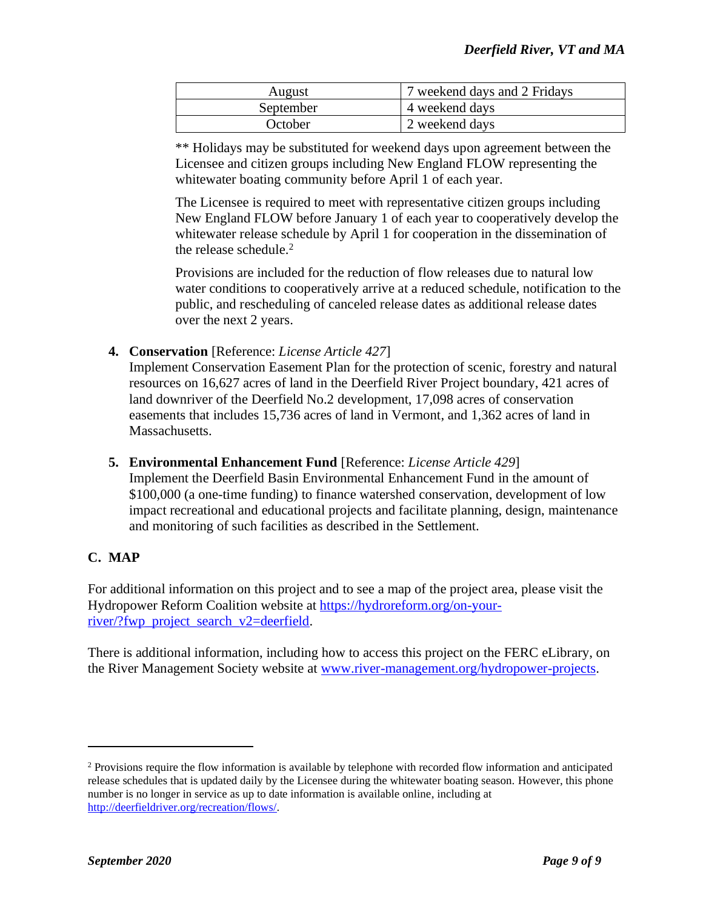| | |
|---|---|
| August | 7 weekend days and 2 Fridays |
| September | 4 weekend days |
| October | 2 weekend days |

** Holidays may be substituted for weekend days upon agreement between the Licensee and citizen groups including New England FLOW representing the whitewater boating community before April 1 of each year.

The Licensee is required to meet with representative citizen groups including New England FLOW before January 1 of each year to cooperatively develop the whitewater release schedule by April 1 for cooperation in the dissemination of the release schedule.[2]

Provisions are included for the reduction of flow releases due to natural low water conditions to cooperatively arrive at a reduced schedule, notification to the public, and rescheduling of canceled release dates as additional release dates over the next 2 years.

4. **Conservation** [Reference: *License Article 427*]
   Implement Conservation Easement Plan for the protection of scenic, forestry and natural resources on 16,627 acres of land in the Deerfield River Project boundary, 421 acres of land downriver of the Deerfield No.2 development, 17,098 acres of conservation easements that includes 15,736 acres of land in Vermont, and 1,362 acres of land in Massachusetts.

5. **Environmental Enhancement Fund** [Reference: *License Article 429*]
   Implement the Deerfield Basin Environmental Enhancement Fund in the amount of $100,000 (a one-time funding) to finance watershed conservation, development of low impact recreational and educational projects and facilitate planning, design, maintenance and monitoring of such facilities as described in the Settlement.

## C. MAP

For additional information on this project and to see a map of the project area, please visit the Hydropower Reform Coalition website at [https://hydroreform.org/on-your-river/?fwp_project_search_v2=deerfield](https://hydroreform.org/on-your-river/?fwp_project_search_v2=deerfield).

There is additional information, including how to access this project on the FERC eLibrary, on the River Management Society website at [www.river-management.org/hydropower-projects](http://www.river-management.org/hydropower-projects).

---

[2] Provisions require the flow information is available by telephone with recorded flow information and anticipated release schedules that is updated daily by the Licensee during the whitewater boating season. However, this phone number is no longer in service as up to date information is available online, including at [http://deerfieldriver.org/recreation/flows/](http://deerfieldriver.org/recreation/flows/).